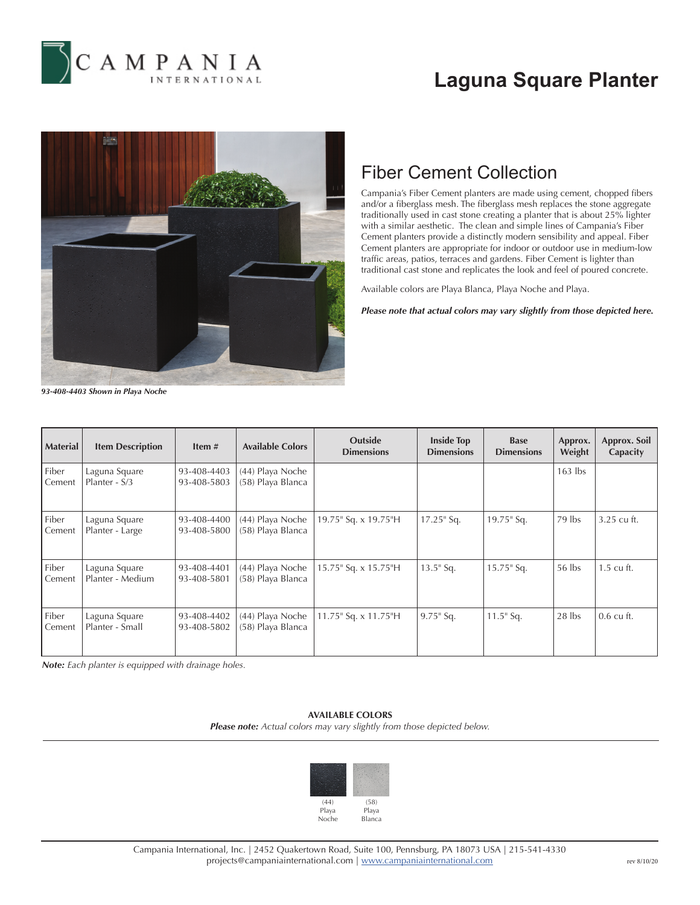# Laguna Square Planter

*93-408-4403 Shown in Playa Noche*

## Fiber Cement Collection

Campania's Fiber Cement planters are made using cement, chopped fibers and/or a fiberglass mesh. The fiberglass mesh replaces the stone aggregate traditionally used in cast stone creating a planter that is about 25% lighter with a similar aesthetic. The clean and simple lines of Campania's Fiber Cement planters provide a distinctly modern sensibility and appeal. Fiber Cement planters are appropriate for indoor or outdoor use in medium-low traffic areas, patios, terraces and gardens. Fiber Cement is lighter than traditional cast stone and replicates the look and feel of poured concrete.

Available colors are Playa Blanca, Playa Noche and Playa.

***Please note that actual colors may vary slightly from those depicted here.***

| Material | Item Description | Item # | Available Colors | Outside Dimensions | Inside Top Dimensions | Base Dimensions | Approx. Weight | Approx. Soil Capacity |
|---|---|---|---|---|---|---|---|---|
| Fiber Cement | Laguna Square Planter - S/3 | 93-408-4403 93-408-5803 | (44) Playa Noche (58) Playa Blanca | | | | 163 lbs | |
| Fiber Cement | Laguna Square Planter - Large | 93-408-4400 93-408-5800 | (44) Playa Noche (58) Playa Blanca | 19.75" Sq. x 19.75"H | 17.25" Sq. | 19.75" Sq. | 79 lbs | 3.25 cu ft. |
| Fiber Cement | Laguna Square Planter - Medium | 93-408-4401 93-408-5801 | (44) Playa Noche (58) Playa Blanca | 15.75" Sq. x 15.75"H | 13.5" Sq. | 15.75" Sq. | 56 lbs | 1.5 cu ft. |
| Fiber Cement | Laguna Square Planter - Small | 93-408-4402 93-408-5802 | (44) Playa Noche (58) Playa Blanca | 11.75" Sq. x 11.75"H | 9.75" Sq. | 11.5" Sq. | 28 lbs | 0.6 cu ft. |

***Note:*** *Each planter is equipped with drainage holes.*

**AVAILABLE COLORS**

***Please note:*** *Actual colors may vary slightly from those depicted below.*

(44) Playa Noche

(58) Playa Blanca

Campania International, Inc. | 2452 Quakertown Road, Suite 100, Pennsburg, PA 18073 USA | 215-541-4330
projects@campaniainternational.com | www.campaniainternational.com

rev 8/10/20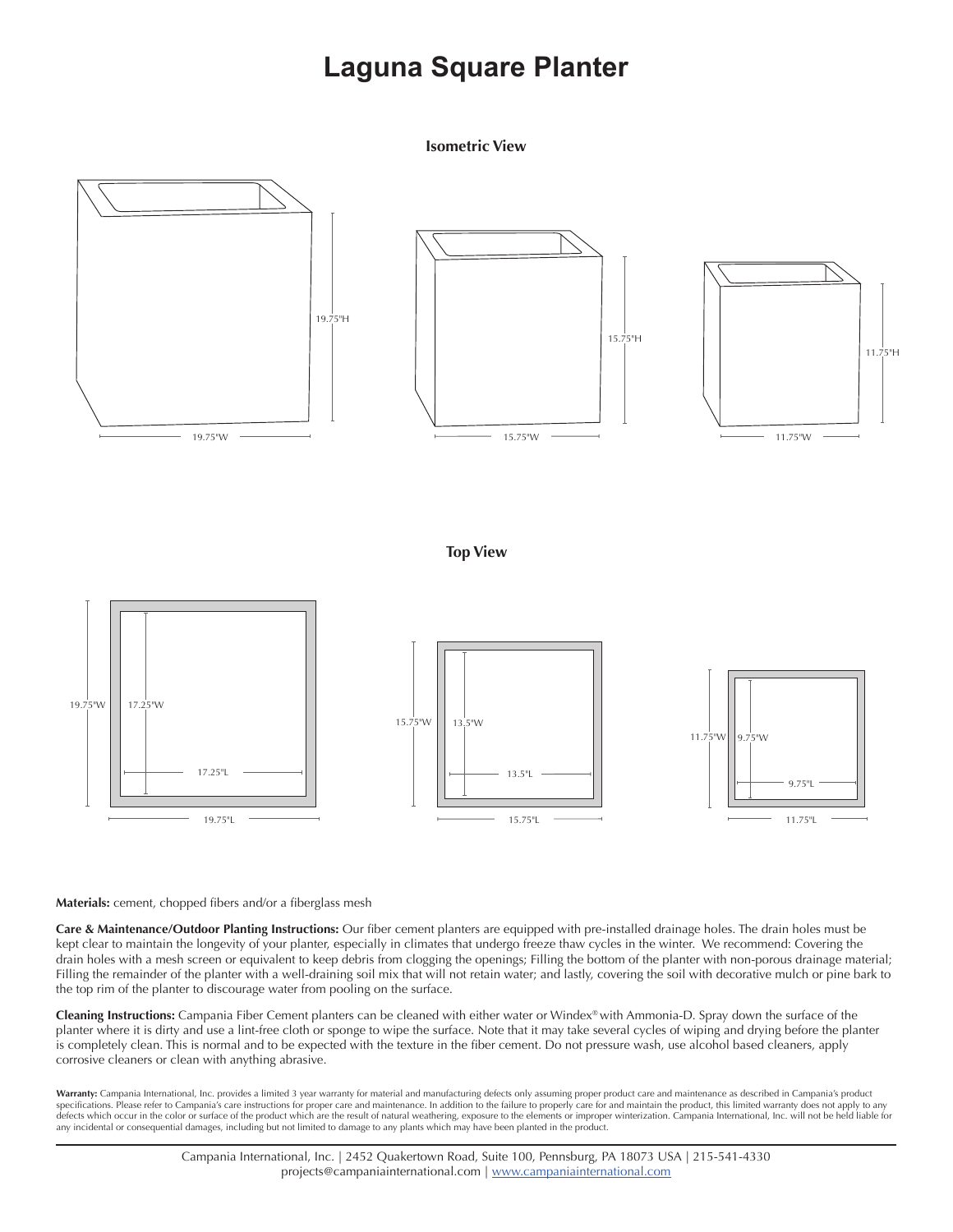# Laguna Square Planter

**Isometric View**

19.75"H
19.75"W
15.75"H
15.75"W
11.75"H
11.75"W

**Top View**

19.75"W
17.25"W
17.25"L
19.75"L
15.75"W
13.5"W
13.5"L
15.75"L
11.75"W
9.75"W
9.75"L
11.75"L

**Materials:** cement, chopped fibers and/or a fiberglass mesh

**Care & Maintenance/Outdoor Planting Instructions:** Our fiber cement planters are equipped with pre-installed drainage holes. The drain holes must be kept clear to maintain the longevity of your planter, especially in climates that undergo freeze thaw cycles in the winter. We recommend: Covering the drain holes with a mesh screen or equivalent to keep debris from clogging the openings; Filling the bottom of the planter with non-porous drainage material; Filling the remainder of the planter with a well-draining soil mix that will not retain water; and lastly, covering the soil with decorative mulch or pine bark to the top rim of the planter to discourage water from pooling on the surface.

**Cleaning Instructions:** Campania Fiber Cement planters can be cleaned with either water or Windex® with Ammonia-D. Spray down the surface of the planter where it is dirty and use a lint-free cloth or sponge to wipe the surface. Note that it may take several cycles of wiping and drying before the planter is completely clean. This is normal and to be expected with the texture in the fiber cement. Do not pressure wash, use alcohol based cleaners, apply corrosive cleaners or clean with anything abrasive.

**Warranty:** Campania International, Inc. provides a limited 3 year warranty for material and manufacturing defects only assuming proper product care and maintenance as described in Campania's product specifications. Please refer to Campania's care instructions for proper care and maintenance. In addition to the failure to properly care for and maintain the product, this limited warranty does not apply to any defects which occur in the color or surface of the product which are the result of natural weathering, exposure to the elements or improper winterization. Campania International, Inc. will not be held liable for any incidental or consequential damages, including but not limited to damage to any plants which may have been planted in the product.

Campania International, Inc. | 2452 Quakertown Road, Suite 100, Pennsburg, PA 18073 USA | 215-541-4330
projects@campaniainternational.com | www.campaniainternational.com